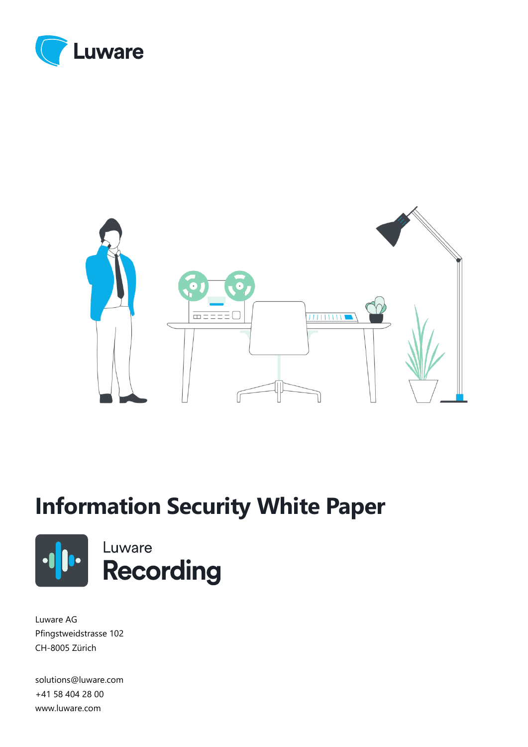Luware

# Information Security White Paper

Luware
**Recording**

Luware AG
Pfingstweidstrasse 102
CH-8005 Zürich

solutions@luware.com
+41 58 404 28 00
www.luware.com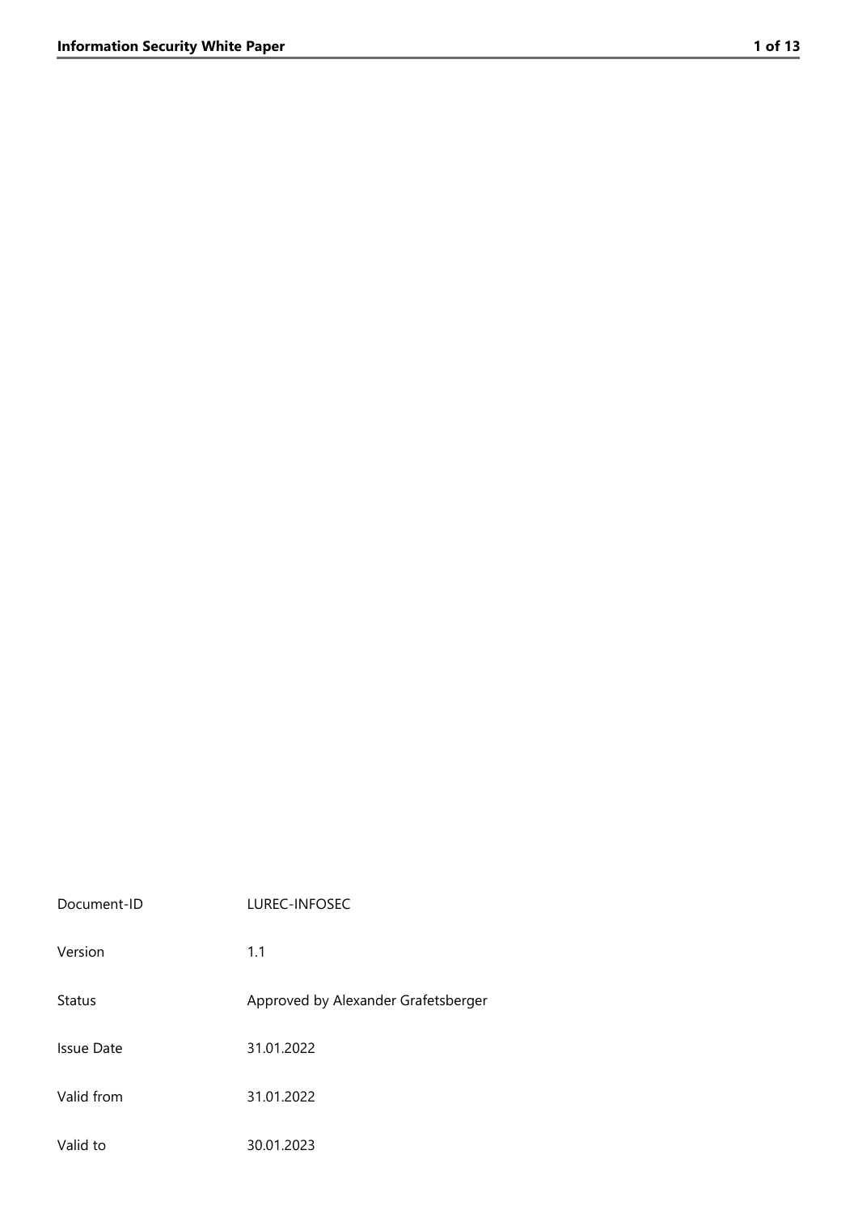| | |
|---|---|
| Document-ID | LUREC-INFOSEC |
| Version | 1.1 |
| Status | Approved by Alexander Grafetsberger |
| Issue Date | 31.01.2022 |
| Valid from | 31.01.2022 |
| Valid to | 30.01.2023 |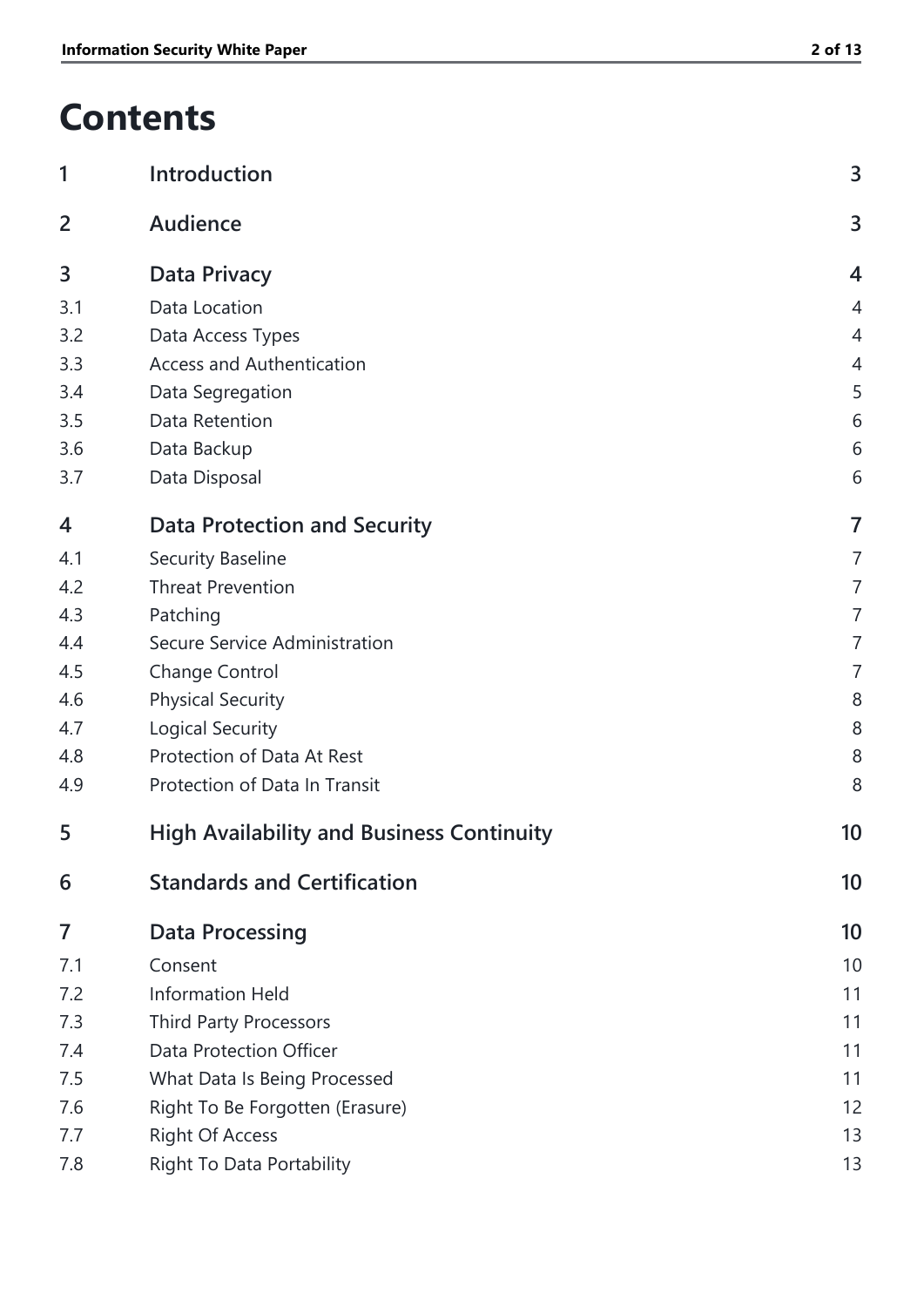# Contents

| | | |
|---|---|---|
| **1** | **Introduction** | **3** |
| **2** | **Audience** | **3** |
| **3** | **Data Privacy** | **4** |
| 3.1 | Data Location | 4 |
| 3.2 | Data Access Types | 4 |
| 3.3 | Access and Authentication | 4 |
| 3.4 | Data Segregation | 5 |
| 3.5 | Data Retention | 6 |
| 3.6 | Data Backup | 6 |
| 3.7 | Data Disposal | 6 |
| **4** | **Data Protection and Security** | **7** |
| 4.1 | Security Baseline | 7 |
| 4.2 | Threat Prevention | 7 |
| 4.3 | Patching | 7 |
| 4.4 | Secure Service Administration | 7 |
| 4.5 | Change Control | 7 |
| 4.6 | Physical Security | 8 |
| 4.7 | Logical Security | 8 |
| 4.8 | Protection of Data At Rest | 8 |
| 4.9 | Protection of Data In Transit | 8 |
| **5** | **High Availability and Business Continuity** | **10** |
| **6** | **Standards and Certification** | **10** |
| **7** | **Data Processing** | **10** |
| 7.1 | Consent | 10 |
| 7.2 | Information Held | 11 |
| 7.3 | Third Party Processors | 11 |
| 7.4 | Data Protection Officer | 11 |
| 7.5 | What Data Is Being Processed | 11 |
| 7.6 | Right To Be Forgotten (Erasure) | 12 |
| 7.7 | Right Of Access | 13 |
| 7.8 | Right To Data Portability | 13 |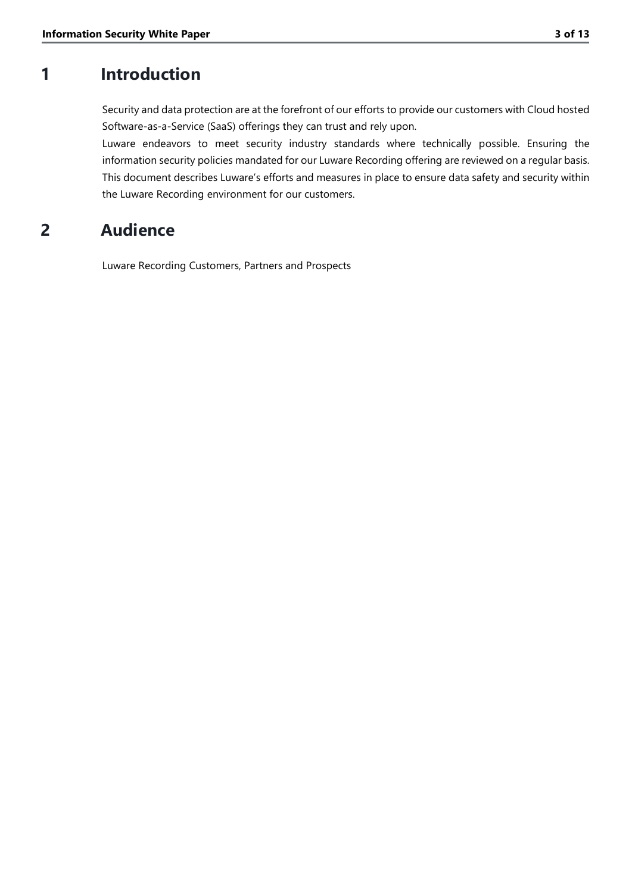# 1 Introduction

Security and data protection are at the forefront of our efforts to provide our customers with Cloud hosted Software-as-a-Service (SaaS) offerings they can trust and rely upon.

Luware endeavors to meet security industry standards where technically possible. Ensuring the information security policies mandated for our Luware Recording offering are reviewed on a regular basis. This document describes Luware's efforts and measures in place to ensure data safety and security within the Luware Recording environment for our customers.

# 2 Audience

Luware Recording Customers, Partners and Prospects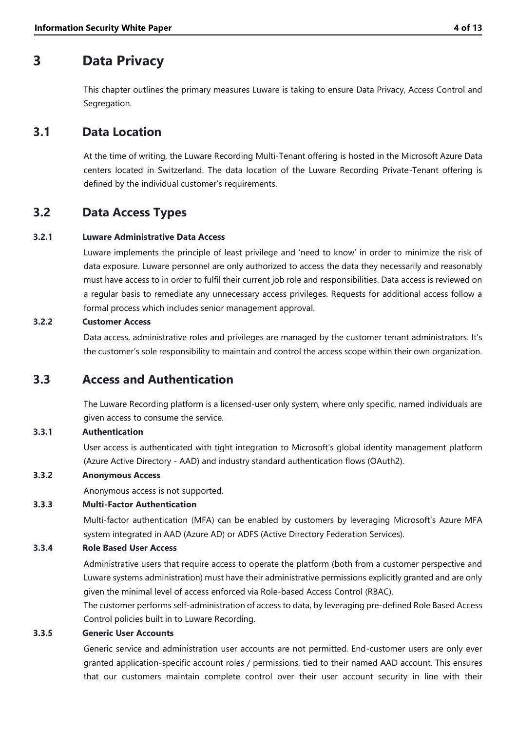# 3 Data Privacy

This chapter outlines the primary measures Luware is taking to ensure Data Privacy, Access Control and Segregation.

## 3.1 Data Location

At the time of writing, the Luware Recording Multi-Tenant offering is hosted in the Microsoft Azure Data centers located in Switzerland. The data location of the Luware Recording Private-Tenant offering is defined by the individual customer's requirements.

## 3.2 Data Access Types

### 3.2.1 Luware Administrative Data Access

Luware implements the principle of least privilege and 'need to know' in order to minimize the risk of data exposure. Luware personnel are only authorized to access the data they necessarily and reasonably must have access to in order to fulfil their current job role and responsibilities. Data access is reviewed on a regular basis to remediate any unnecessary access privileges. Requests for additional access follow a formal process which includes senior management approval.

### 3.2.2 Customer Access

Data access, administrative roles and privileges are managed by the customer tenant administrators. It's the customer's sole responsibility to maintain and control the access scope within their own organization.

## 3.3 Access and Authentication

The Luware Recording platform is a licensed-user only system, where only specific, named individuals are given access to consume the service.

### 3.3.1 Authentication

User access is authenticated with tight integration to Microsoft's global identity management platform (Azure Active Directory - AAD) and industry standard authentication flows (OAuth2).

### 3.3.2 Anonymous Access

Anonymous access is not supported.

### 3.3.3 Multi-Factor Authentication

Multi-factor authentication (MFA) can be enabled by customers by leveraging Microsoft's Azure MFA system integrated in AAD (Azure AD) or ADFS (Active Directory Federation Services).

### 3.3.4 Role Based User Access

Administrative users that require access to operate the platform (both from a customer perspective and Luware systems administration) must have their administrative permissions explicitly granted and are only given the minimal level of access enforced via Role-based Access Control (RBAC).

The customer performs self-administration of access to data, by leveraging pre-defined Role Based Access Control policies built in to Luware Recording.

### 3.3.5 Generic User Accounts

Generic service and administration user accounts are not permitted. End-customer users are only ever granted application-specific account roles / permissions, tied to their named AAD account. This ensures that our customers maintain complete control over their user account security in line with their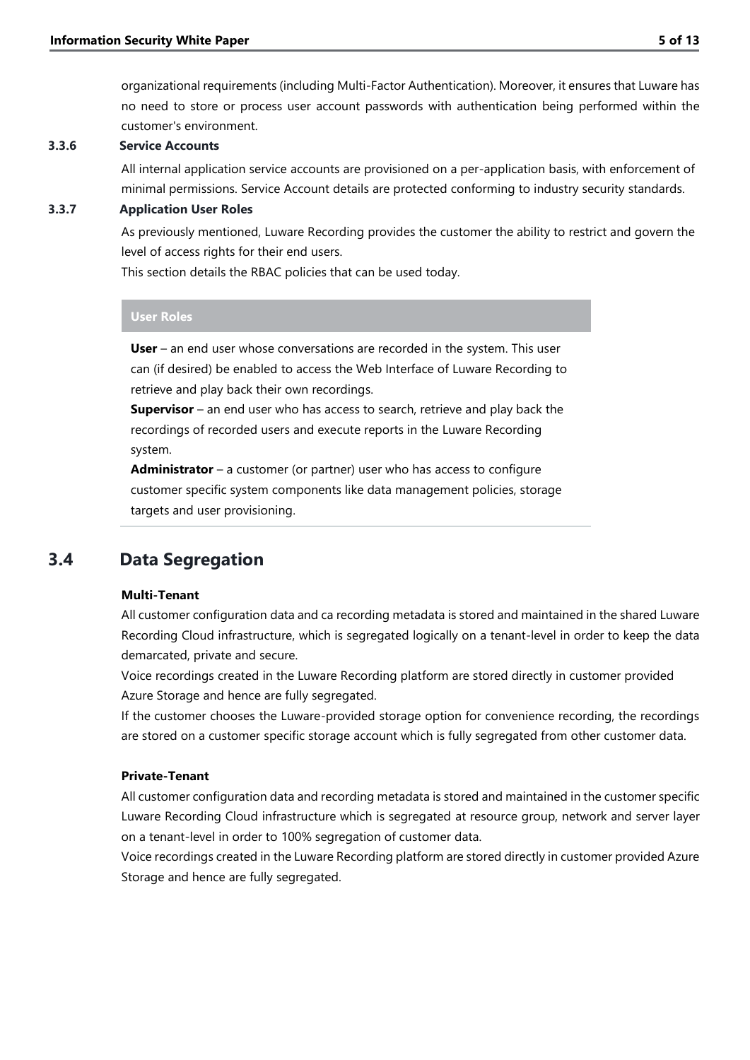organizational requirements (including Multi-Factor Authentication). Moreover, it ensures that Luware has no need to store or process user account passwords with authentication being performed within the customer's environment.

### 3.3.6 Service Accounts

All internal application service accounts are provisioned on a per-application basis, with enforcement of minimal permissions. Service Account details are protected conforming to industry security standards.

### 3.3.7 Application User Roles

As previously mentioned, Luware Recording provides the customer the ability to restrict and govern the level of access rights for their end users.

This section details the RBAC policies that can be used today.

| User Roles |
| --- |
| **User** – an end user whose conversations are recorded in the system. This user can (if desired) be enabled to access the Web Interface of Luware Recording to retrieve and play back their own recordings.<br>**Supervisor** – an end user who has access to search, retrieve and play back the recordings of recorded users and execute reports in the Luware Recording system.<br>**Administrator** – a customer (or partner) user who has access to configure customer specific system components like data management policies, storage targets and user provisioning. |

## 3.4 Data Segregation

**Multi-Tenant**

All customer configuration data and ca recording metadata is stored and maintained in the shared Luware Recording Cloud infrastructure, which is segregated logically on a tenant-level in order to keep the data demarcated, private and secure.

Voice recordings created in the Luware Recording platform are stored directly in customer provided Azure Storage and hence are fully segregated.

If the customer chooses the Luware-provided storage option for convenience recording, the recordings are stored on a customer specific storage account which is fully segregated from other customer data.

**Private-Tenant**

All customer configuration data and recording metadata is stored and maintained in the customer specific Luware Recording Cloud infrastructure which is segregated at resource group, network and server layer on a tenant-level in order to 100% segregation of customer data.

Voice recordings created in the Luware Recording platform are stored directly in customer provided Azure Storage and hence are fully segregated.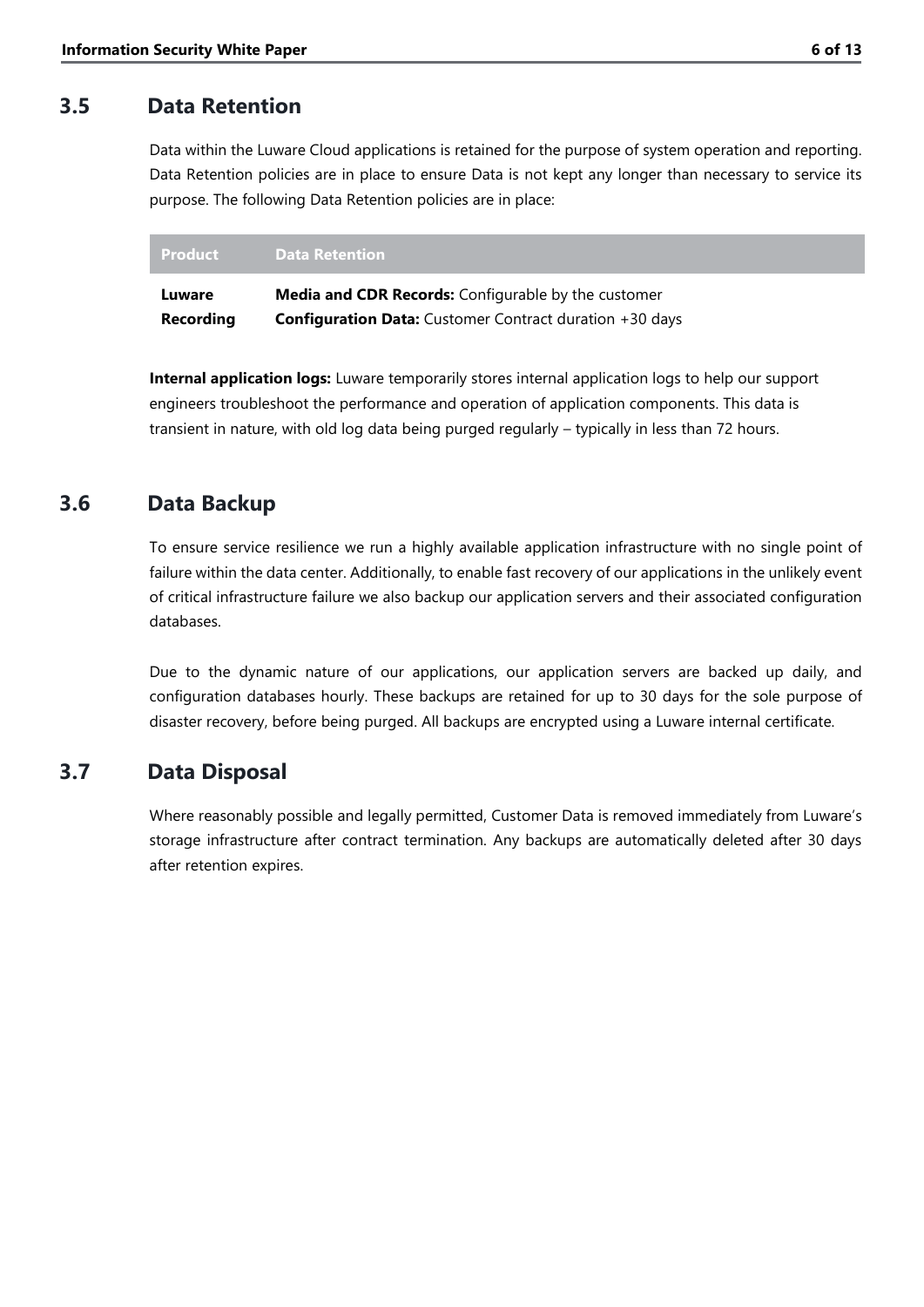## 3.5 Data Retention

Data within the Luware Cloud applications is retained for the purpose of system operation and reporting. Data Retention policies are in place to ensure Data is not kept any longer than necessary to service its purpose. The following Data Retention policies are in place:

| Product | Data Retention |
|---|---|
| **Luware Recording** | **Media and CDR Records:** Configurable by the customer<br>**Configuration Data:** Customer Contract duration +30 days |

**Internal application logs:** Luware temporarily stores internal application logs to help our support engineers troubleshoot the performance and operation of application components. This data is transient in nature, with old log data being purged regularly – typically in less than 72 hours.

## 3.6 Data Backup

To ensure service resilience we run a highly available application infrastructure with no single point of failure within the data center. Additionally, to enable fast recovery of our applications in the unlikely event of critical infrastructure failure we also backup our application servers and their associated configuration databases.

Due to the dynamic nature of our applications, our application servers are backed up daily, and configuration databases hourly. These backups are retained for up to 30 days for the sole purpose of disaster recovery, before being purged. All backups are encrypted using a Luware internal certificate.

## 3.7 Data Disposal

Where reasonably possible and legally permitted, Customer Data is removed immediately from Luware's storage infrastructure after contract termination. Any backups are automatically deleted after 30 days after retention expires.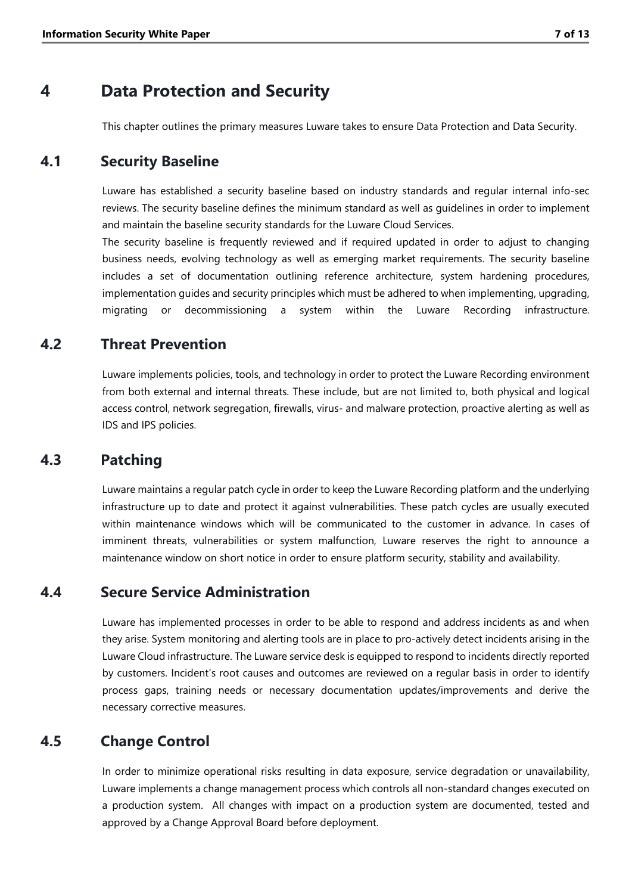# 4 Data Protection and Security

This chapter outlines the primary measures Luware takes to ensure Data Protection and Data Security.

## 4.1 Security Baseline

Luware has established a security baseline based on industry standards and regular internal info-sec reviews. The security baseline defines the minimum standard as well as guidelines in order to implement and maintain the baseline security standards for the Luware Cloud Services.

The security baseline is frequently reviewed and if required updated in order to adjust to changing business needs, evolving technology as well as emerging market requirements. The security baseline includes a set of documentation outlining reference architecture, system hardening procedures, implementation guides and security principles which must be adhered to when implementing, upgrading, migrating or decommissioning a system within the Luware Recording infrastructure.

## 4.2 Threat Prevention

Luware implements policies, tools, and technology in order to protect the Luware Recording environment from both external and internal threats. These include, but are not limited to, both physical and logical access control, network segregation, firewalls, virus- and malware protection, proactive alerting as well as IDS and IPS policies.

## 4.3 Patching

Luware maintains a regular patch cycle in order to keep the Luware Recording platform and the underlying infrastructure up to date and protect it against vulnerabilities. These patch cycles are usually executed within maintenance windows which will be communicated to the customer in advance. In cases of imminent threats, vulnerabilities or system malfunction, Luware reserves the right to announce a maintenance window on short notice in order to ensure platform security, stability and availability.

## 4.4 Secure Service Administration

Luware has implemented processes in order to be able to respond and address incidents as and when they arise. System monitoring and alerting tools are in place to pro-actively detect incidents arising in the Luware Cloud infrastructure. The Luware service desk is equipped to respond to incidents directly reported by customers. Incident's root causes and outcomes are reviewed on a regular basis in order to identify process gaps, training needs or necessary documentation updates/improvements and derive the necessary corrective measures.

## 4.5 Change Control

In order to minimize operational risks resulting in data exposure, service degradation or unavailability, Luware implements a change management process which controls all non-standard changes executed on a production system. All changes with impact on a production system are documented, tested and approved by a Change Approval Board before deployment.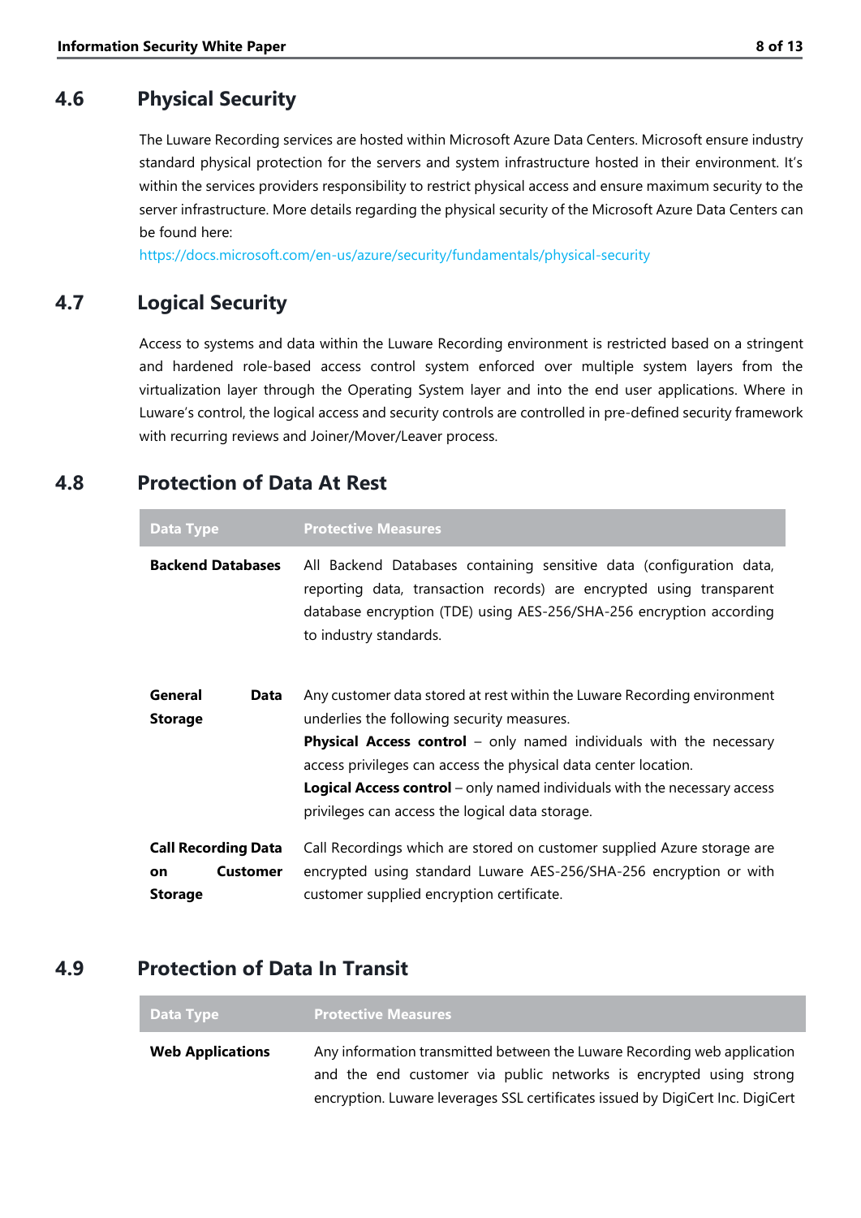## 4.6 Physical Security

The Luware Recording services are hosted within Microsoft Azure Data Centers. Microsoft ensure industry standard physical protection for the servers and system infrastructure hosted in their environment. It's within the services providers responsibility to restrict physical access and ensure maximum security to the server infrastructure. More details regarding the physical security of the Microsoft Azure Data Centers can be found here:
https://docs.microsoft.com/en-us/azure/security/fundamentals/physical-security

## 4.7 Logical Security

Access to systems and data within the Luware Recording environment is restricted based on a stringent and hardened role-based access control system enforced over multiple system layers from the virtualization layer through the Operating System layer and into the end user applications. Where in Luware's control, the logical access and security controls are controlled in pre-defined security framework with recurring reviews and Joiner/Mover/Leaver process.

## 4.8 Protection of Data At Rest

| Data Type | Protective Measures |
|---|---|
| **Backend Databases** | All Backend Databases containing sensitive data (configuration data, reporting data, transaction records) are encrypted using transparent database encryption (TDE) using AES-256/SHA-256 encryption according to industry standards. |
| **General Data Storage** | Any customer data stored at rest within the Luware Recording environment underlies the following security measures.<br>**Physical Access control** – only named individuals with the necessary access privileges can access the physical data center location.<br>**Logical Access control** – only named individuals with the necessary access privileges can access the logical data storage. |
| **Call Recording Data on Customer Storage** | Call Recordings which are stored on customer supplied Azure storage are encrypted using standard Luware AES-256/SHA-256 encryption or with customer supplied encryption certificate. |

## 4.9 Protection of Data In Transit

| Data Type | Protective Measures |
|---|---|
| **Web Applications** | Any information transmitted between the Luware Recording web application and the end customer via public networks is encrypted using strong encryption. Luware leverages SSL certificates issued by DigiCert Inc. DigiCert |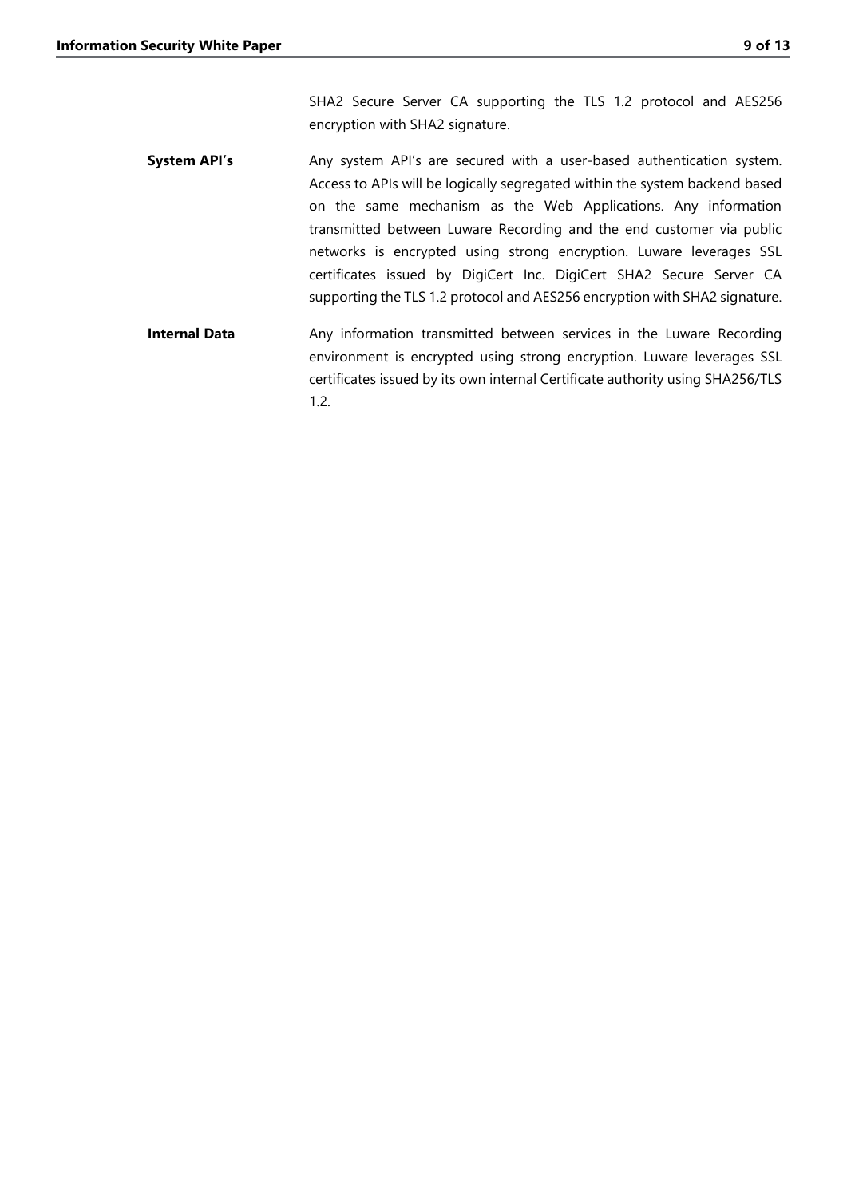SHA2 Secure Server CA supporting the TLS 1.2 protocol and AES256 encryption with SHA2 signature.

| | |
|---|---|
| **System API's** | Any system API's are secured with a user-based authentication system. Access to APIs will be logically segregated within the system backend based on the same mechanism as the Web Applications. Any information transmitted between Luware Recording and the end customer via public networks is encrypted using strong encryption. Luware leverages SSL certificates issued by DigiCert Inc. DigiCert SHA2 Secure Server CA supporting the TLS 1.2 protocol and AES256 encryption with SHA2 signature. |
| **Internal Data** | Any information transmitted between services in the Luware Recording environment is encrypted using strong encryption. Luware leverages SSL certificates issued by its own internal Certificate authority using SHA256/TLS 1.2. |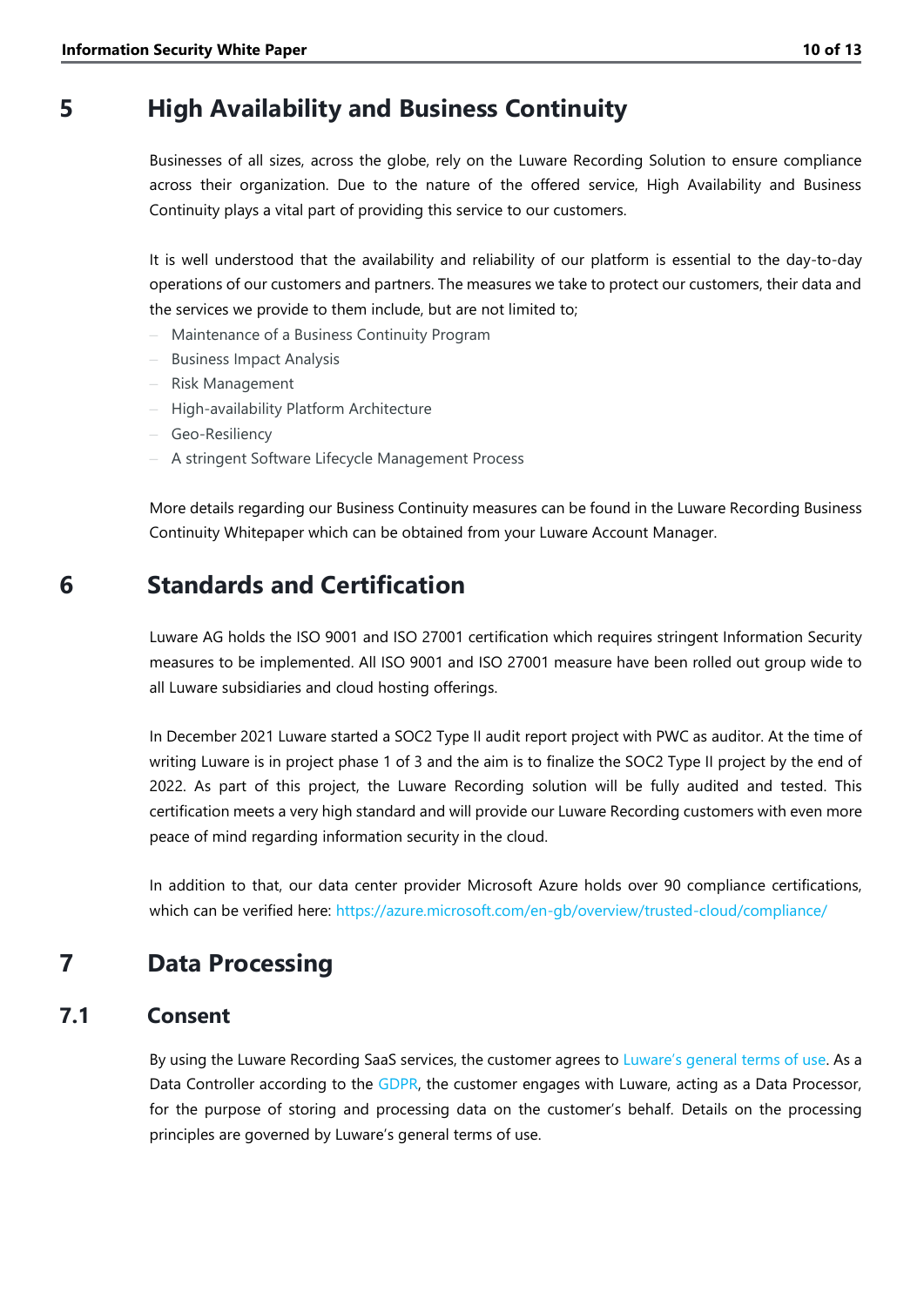# 5 High Availability and Business Continuity

Businesses of all sizes, across the globe, rely on the Luware Recording Solution to ensure compliance across their organization. Due to the nature of the offered service, High Availability and Business Continuity plays a vital part of providing this service to our customers.

It is well understood that the availability and reliability of our platform is essential to the day-to-day operations of our customers and partners. The measures we take to protect our customers, their data and the services we provide to them include, but are not limited to;

- Maintenance of a Business Continuity Program
- Business Impact Analysis
- Risk Management
- High-availability Platform Architecture
- Geo-Resiliency
- A stringent Software Lifecycle Management Process

More details regarding our Business Continuity measures can be found in the Luware Recording Business Continuity Whitepaper which can be obtained from your Luware Account Manager.

# 6 Standards and Certification

Luware AG holds the ISO 9001 and ISO 27001 certification which requires stringent Information Security measures to be implemented. All ISO 9001 and ISO 27001 measure have been rolled out group wide to all Luware subsidiaries and cloud hosting offerings.

In December 2021 Luware started a SOC2 Type II audit report project with PWC as auditor. At the time of writing Luware is in project phase 1 of 3 and the aim is to finalize the SOC2 Type II project by the end of 2022. As part of this project, the Luware Recording solution will be fully audited and tested. This certification meets a very high standard and will provide our Luware Recording customers with even more peace of mind regarding information security in the cloud.

In addition to that, our data center provider Microsoft Azure holds over 90 compliance certifications, which can be verified here: https://azure.microsoft.com/en-gb/overview/trusted-cloud/compliance/

# 7 Data Processing

## 7.1 Consent

By using the Luware Recording SaaS services, the customer agrees to Luware's general terms of use. As a Data Controller according to the GDPR, the customer engages with Luware, acting as a Data Processor, for the purpose of storing and processing data on the customer's behalf. Details on the processing principles are governed by Luware's general terms of use.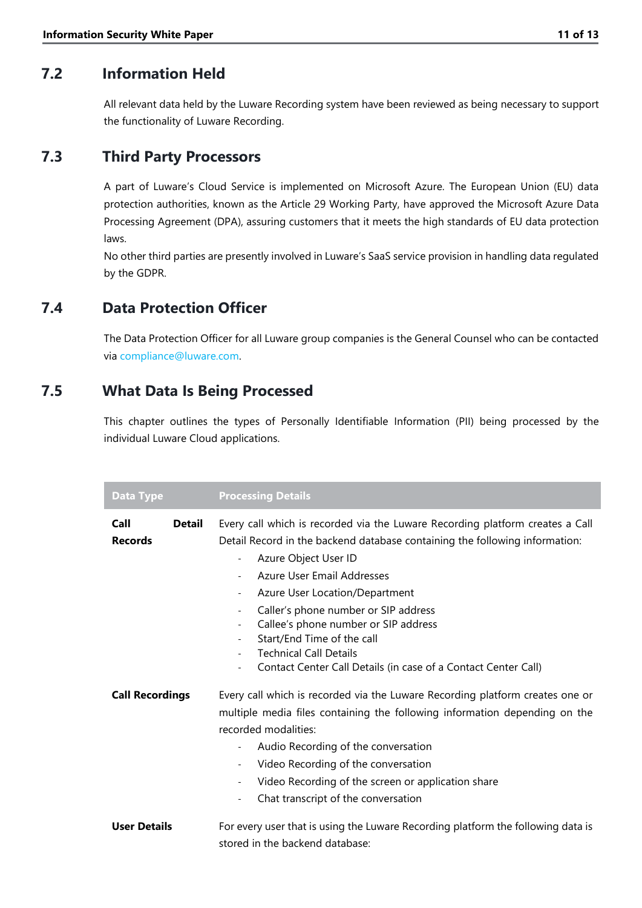## 7.2 Information Held

All relevant data held by the Luware Recording system have been reviewed as being necessary to support the functionality of Luware Recording.

## 7.3 Third Party Processors

A part of Luware's Cloud Service is implemented on Microsoft Azure. The European Union (EU) data protection authorities, known as the Article 29 Working Party, have approved the Microsoft Azure Data Processing Agreement (DPA), assuring customers that it meets the high standards of EU data protection laws.

No other third parties are presently involved in Luware's SaaS service provision in handling data regulated by the GDPR.

## 7.4 Data Protection Officer

The Data Protection Officer for all Luware group companies is the General Counsel who can be contacted via compliance@luware.com.

## 7.5 What Data Is Being Processed

This chapter outlines the types of Personally Identifiable Information (PII) being processed by the individual Luware Cloud applications.

| Data Type | Processing Details |
|---|---|
| **Call Detail Records** | Every call which is recorded via the Luware Recording platform creates a Call Detail Record in the backend database containing the following information:<br>- Azure Object User ID<br>- Azure User Email Addresses<br>- Azure User Location/Department<br>- Caller's phone number or SIP address<br>- Callee's phone number or SIP address<br>- Start/End Time of the call<br>- Technical Call Details<br>- Contact Center Call Details (in case of a Contact Center Call) |
| **Call Recordings** | Every call which is recorded via the Luware Recording platform creates one or multiple media files containing the following information depending on the recorded modalities:<br>- Audio Recording of the conversation<br>- Video Recording of the conversation<br>- Video Recording of the screen or application share<br>- Chat transcript of the conversation |
| **User Details** | For every user that is using the Luware Recording platform the following data is stored in the backend database: |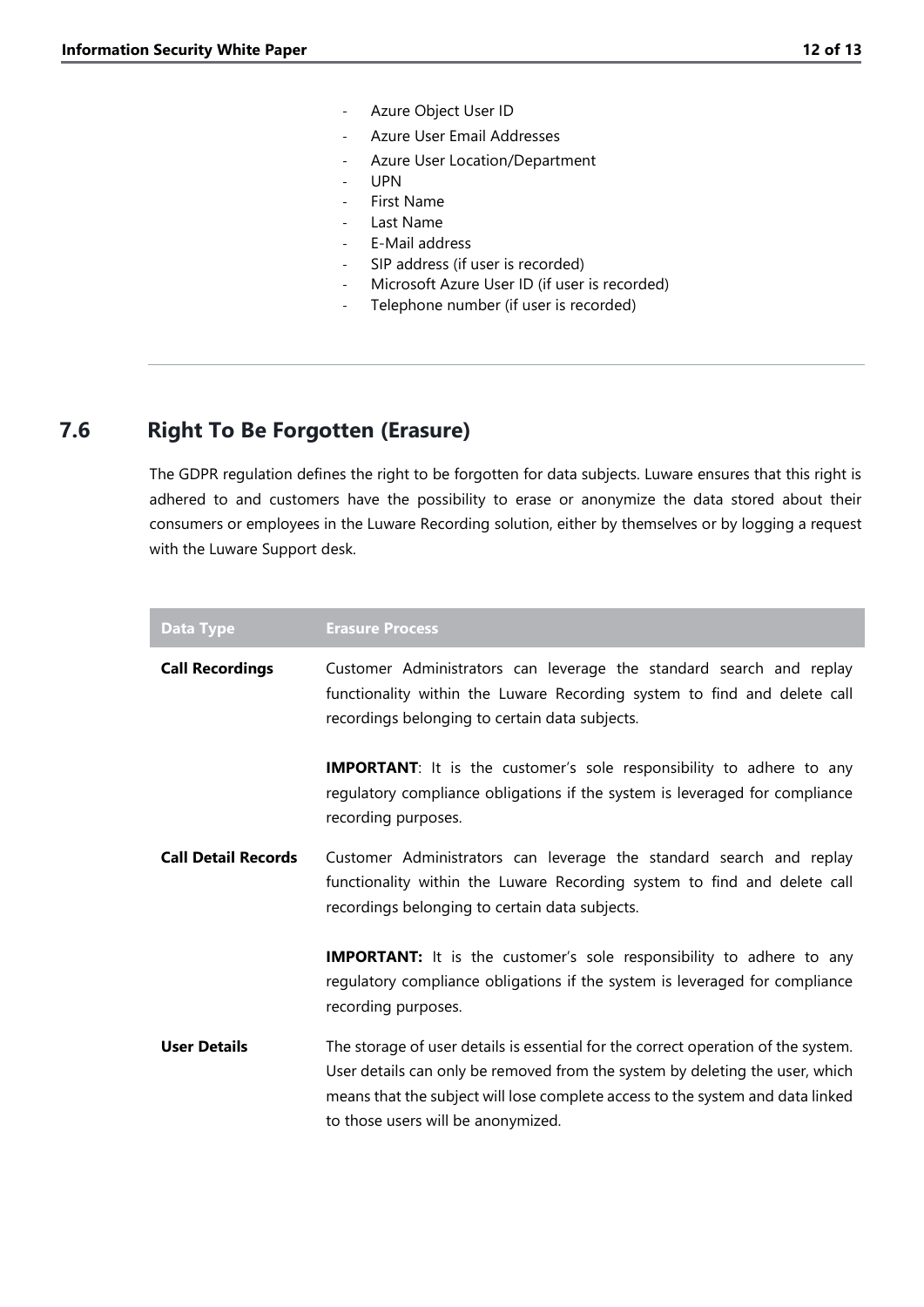- Azure Object User ID
- Azure User Email Addresses
- Azure User Location/Department
- UPN
- First Name
- Last Name
- E-Mail address
- SIP address (if user is recorded)
- Microsoft Azure User ID (if user is recorded)
- Telephone number (if user is recorded)

---

## 7.6 Right To Be Forgotten (Erasure)

The GDPR regulation defines the right to be forgotten for data subjects. Luware ensures that this right is adhered to and customers have the possibility to erase or anonymize the data stored about their consumers or employees in the Luware Recording solution, either by themselves or by logging a request with the Luware Support desk.

| Data Type | Erasure Process |
| --- | --- |
| **Call Recordings** | Customer Administrators can leverage the standard search and replay functionality within the Luware Recording system to find and delete call recordings belonging to certain data subjects.<br><br>**IMPORTANT**: It is the customer's sole responsibility to adhere to any regulatory compliance obligations if the system is leveraged for compliance recording purposes. |
| **Call Detail Records** | Customer Administrators can leverage the standard search and replay functionality within the Luware Recording system to find and delete call recordings belonging to certain data subjects.<br><br>**IMPORTANT:** It is the customer's sole responsibility to adhere to any regulatory compliance obligations if the system is leveraged for compliance recording purposes. |
| **User Details** | The storage of user details is essential for the correct operation of the system. User details can only be removed from the system by deleting the user, which means that the subject will lose complete access to the system and data linked to those users will be anonymized. |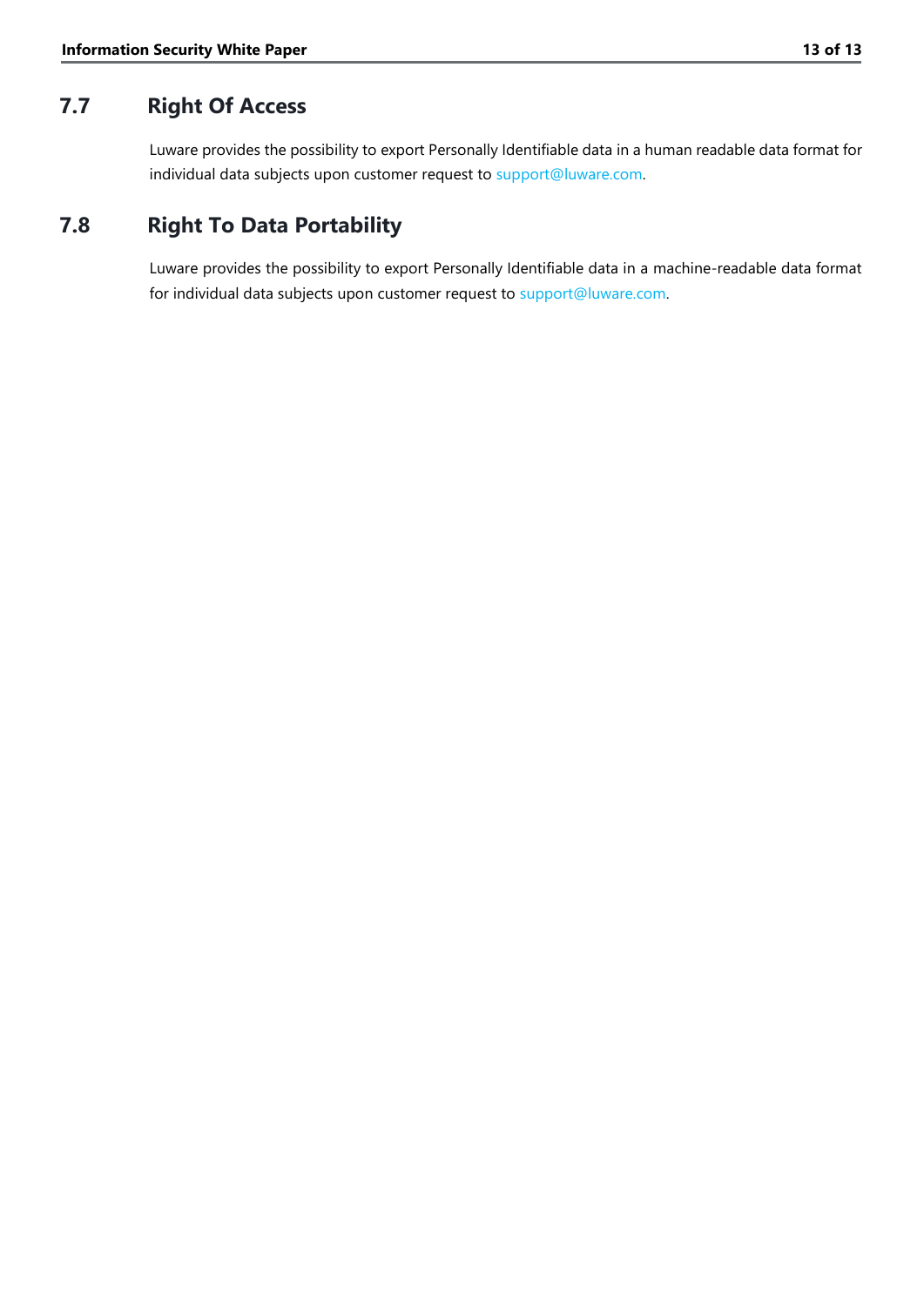## 7.7 Right Of Access

Luware provides the possibility to export Personally Identifiable data in a human readable data format for individual data subjects upon customer request to support@luware.com.

## 7.8 Right To Data Portability

Luware provides the possibility to export Personally Identifiable data in a machine-readable data format for individual data subjects upon customer request to support@luware.com.